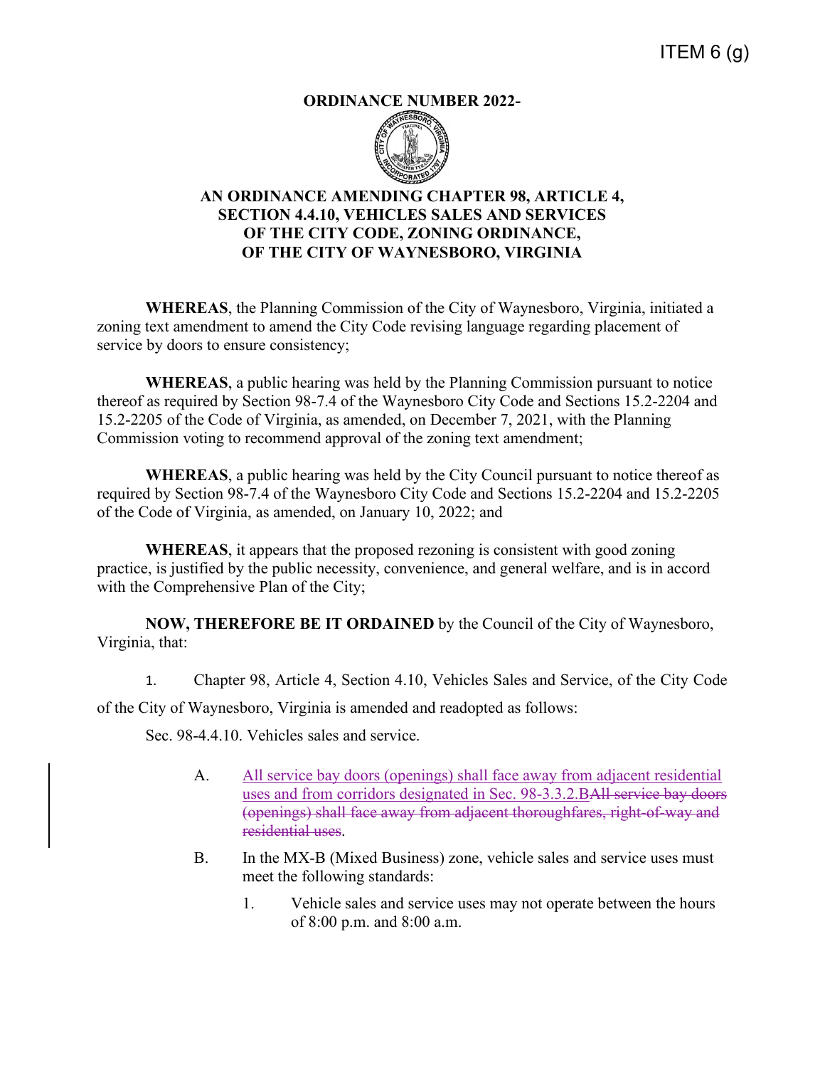ITEM 6 (g)

**ORDINANCE NUMBER 2022-**

**AN ORDINANCE AMENDING CHAPTER 98, ARTICLE 4, SECTION 4.4.10, VEHICLES SALES AND SERVICES OF THE CITY CODE, ZONING ORDINANCE, OF THE CITY OF WAYNESBORO, VIRGINIA**

**WHEREAS**, the Planning Commission of the City of Waynesboro, Virginia, initiated a zoning text amendment to amend the City Code revising language regarding placement of service by doors to ensure consistency;

**WHEREAS**, a public hearing was held by the Planning Commission pursuant to notice thereof as required by Section 98-7.4 of the Waynesboro City Code and Sections 15.2-2204 and 15.2-2205 of the Code of Virginia, as amended, on December 7, 2021, with the Planning Commission voting to recommend approval of the zoning text amendment;

**WHEREAS**, a public hearing was held by the City Council pursuant to notice thereof as required by Section 98-7.4 of the Waynesboro City Code and Sections 15.2-2204 and 15.2-2205 of the Code of Virginia, as amended, on January 10, 2022; and

**WHEREAS**, it appears that the proposed rezoning is consistent with good zoning practice, is justified by the public necessity, convenience, and general welfare, and is in accord with the Comprehensive Plan of the City;

**NOW, THEREFORE BE IT ORDAINED** by the Council of the City of Waynesboro, Virginia, that:

1. Chapter 98, Article 4, Section 4.10, Vehicles Sales and Service, of the City Code of the City of Waynesboro, Virginia is amended and readopted as follows:

Sec. 98-4.4.10. Vehicles sales and service.

A. <u>All service bay doors (openings) shall face away from adjacent residential uses and from corridors designated in Sec. 98-3.3.2.B</u>~~All service bay doors (openings) shall face away from adjacent thoroughfares, right-of-way and residential uses~~.

B. In the MX-B (Mixed Business) zone, vehicle sales and service uses must meet the following standards:

   1. Vehicle sales and service uses may not operate between the hours of 8:00 p.m. and 8:00 a.m.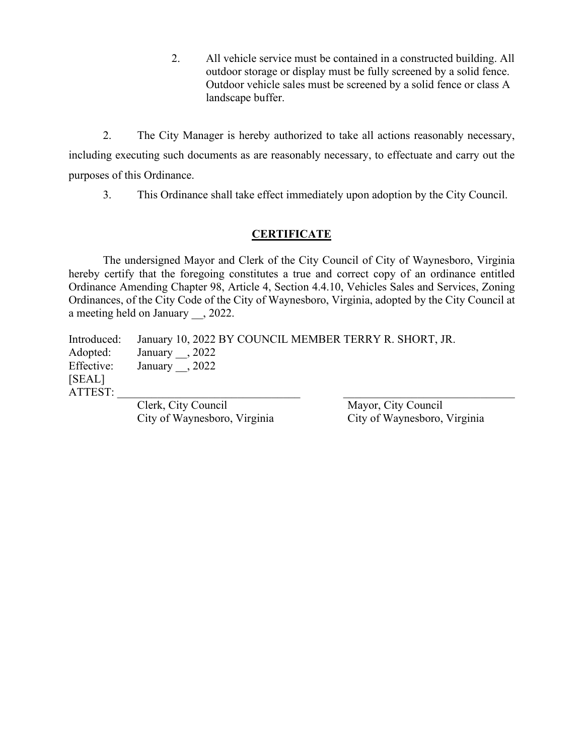2. All vehicle service must be contained in a constructed building. All outdoor storage or display must be fully screened by a solid fence. Outdoor vehicle sales must be screened by a solid fence or class A landscape buffer.

2. The City Manager is hereby authorized to take all actions reasonably necessary, including executing such documents as are reasonably necessary, to effectuate and carry out the purposes of this Ordinance.

3. This Ordinance shall take effect immediately upon adoption by the City Council.

## **CERTIFICATE**

The undersigned Mayor and Clerk of the City Council of City of Waynesboro, Virginia hereby certify that the foregoing constitutes a true and correct copy of an ordinance entitled Ordinance Amending Chapter 98, Article 4, Section 4.4.10, Vehicles Sales and Services, Zoning Ordinances, of the City Code of the City of Waynesboro, Virginia, adopted by the City Council at a meeting held on January __, 2022.

Introduced: January 10, 2022 BY COUNCIL MEMBER TERRY R. SHORT, JR.
Adopted: January __, 2022
Effective: January __, 2022
[SEAL]
ATTEST: ________________________________ ________________________________

Clerk, City Council
City of Waynesboro, Virginia

Mayor, City Council
City of Waynesboro, Virginia